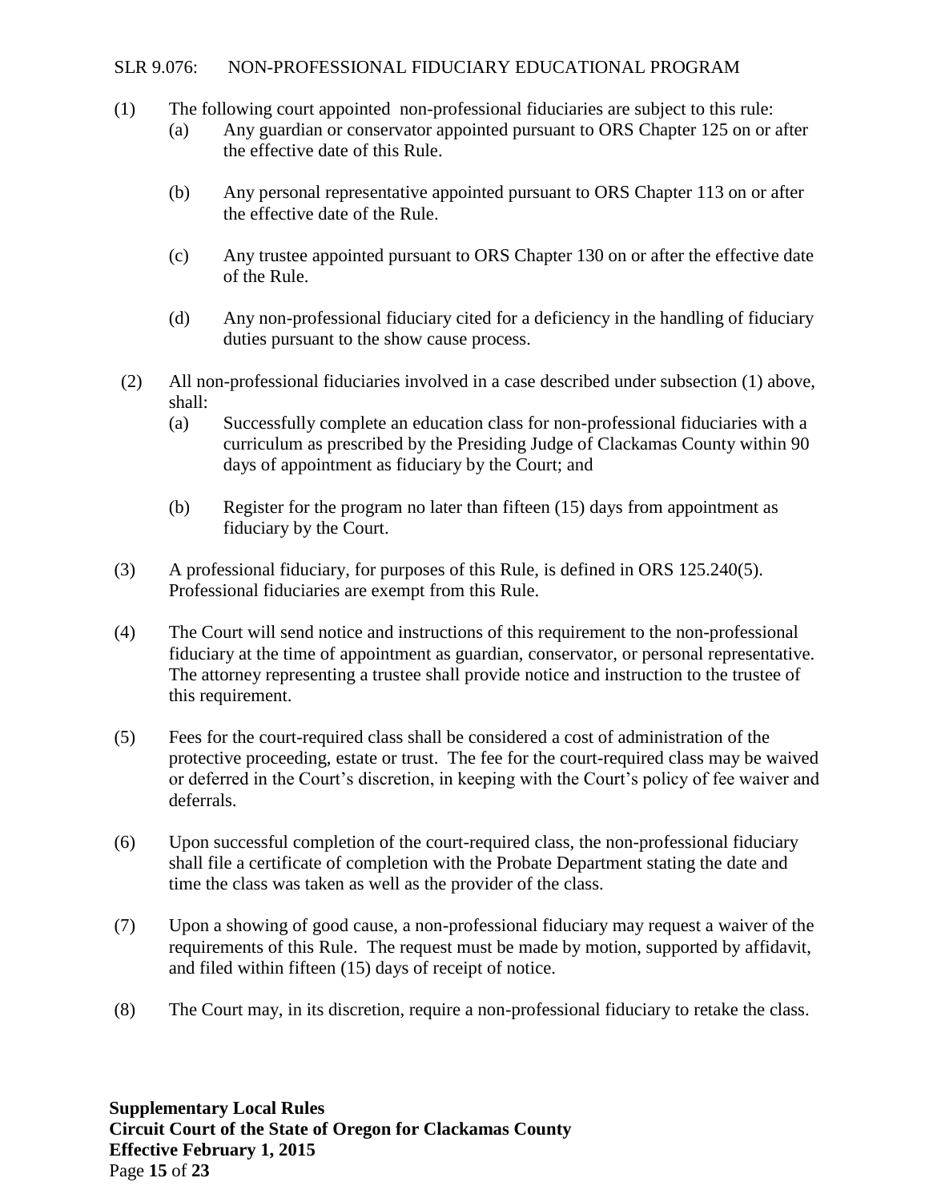## SLR 9.076: NON-PROFESSIONAL FIDUCIARY EDUCATIONAL PROGRAM

(1) The following court appointed non-professional fiduciaries are subject to this rule:

  (a) Any guardian or conservator appointed pursuant to ORS Chapter 125 on or after the effective date of this Rule.

  (b) Any personal representative appointed pursuant to ORS Chapter 113 on or after the effective date of the Rule.

  (c) Any trustee appointed pursuant to ORS Chapter 130 on or after the effective date of the Rule.

  (d) Any non-professional fiduciary cited for a deficiency in the handling of fiduciary duties pursuant to the show cause process.

(2) All non-professional fiduciaries involved in a case described under subsection (1) above, shall:

  (a) Successfully complete an education class for non-professional fiduciaries with a curriculum as prescribed by the Presiding Judge of Clackamas County within 90 days of appointment as fiduciary by the Court; and

  (b) Register for the program no later than fifteen (15) days from appointment as fiduciary by the Court.

(3) A professional fiduciary, for purposes of this Rule, is defined in ORS 125.240(5). Professional fiduciaries are exempt from this Rule.

(4) The Court will send notice and instructions of this requirement to the non-professional fiduciary at the time of appointment as guardian, conservator, or personal representative. The attorney representing a trustee shall provide notice and instruction to the trustee of this requirement.

(5) Fees for the court-required class shall be considered a cost of administration of the protective proceeding, estate or trust. The fee for the court-required class may be waived or deferred in the Court's discretion, in keeping with the Court's policy of fee waiver and deferrals.

(6) Upon successful completion of the court-required class, the non-professional fiduciary shall file a certificate of completion with the Probate Department stating the date and time the class was taken as well as the provider of the class.

(7) Upon a showing of good cause, a non-professional fiduciary may request a waiver of the requirements of this Rule. The request must be made by motion, supported by affidavit, and filed within fifteen (15) days of receipt of notice.

(8) The Court may, in its discretion, require a non-professional fiduciary to retake the class.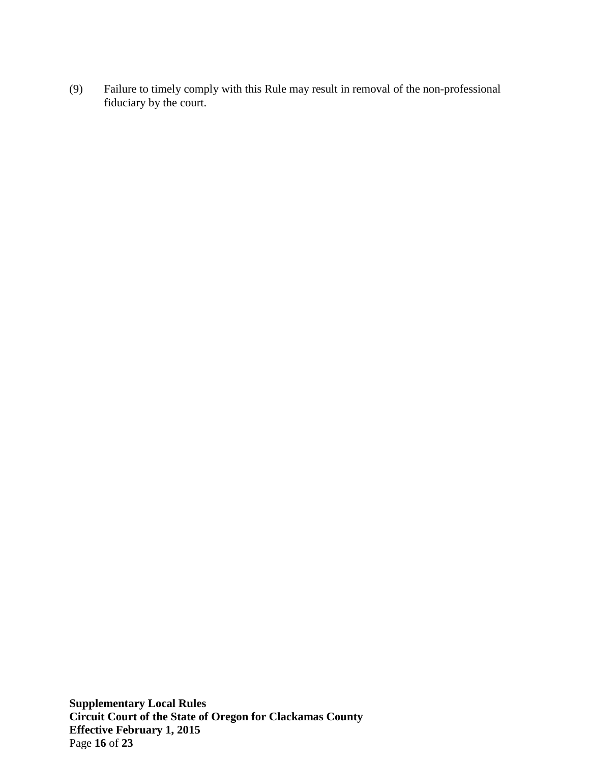(9) Failure to timely comply with this Rule may result in removal of the non-professional fiduciary by the court.